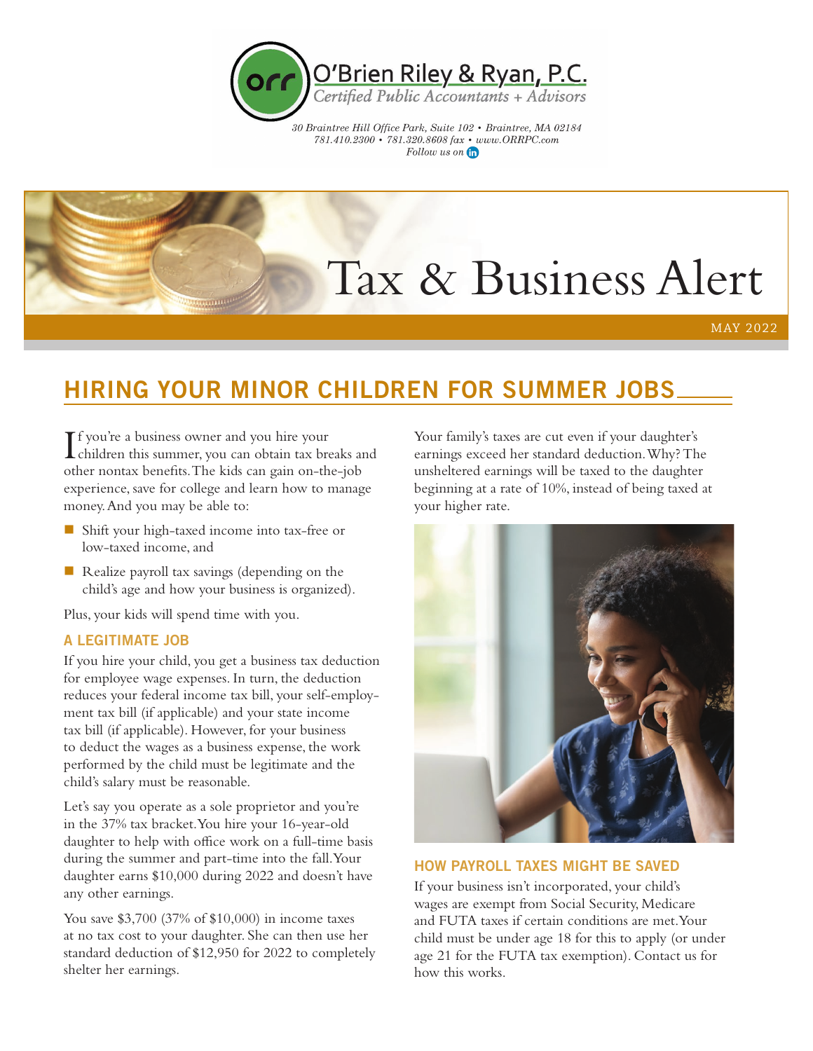O'Brien Riley & Ryan, P.C.
*Certified Public Accountants + Advisors*

*30 Braintree Hill Office Park, Suite 102 • Braintree, MA 02184*
*781.410.2300 • 781.320.8608 fax • www.ORRPC.com*
*Follow us on*

# Tax & Business Alert

MAY 2022

## HIRING YOUR MINOR CHILDREN FOR SUMMER JOBS

If you're a business owner and you hire your children this summer, you can obtain tax breaks and other nontax benefits. The kids can gain on-the-job experience, save for college and learn how to manage money. And you may be able to:

- Shift your high-taxed income into tax-free or low-taxed income, and
- Realize payroll tax savings (depending on the child's age and how your business is organized).

Plus, your kids will spend time with you.

### A LEGITIMATE JOB

If you hire your child, you get a business tax deduction for employee wage expenses. In turn, the deduction reduces your federal income tax bill, your self-employment tax bill (if applicable) and your state income tax bill (if applicable). However, for your business to deduct the wages as a business expense, the work performed by the child must be legitimate and the child's salary must be reasonable.

Let's say you operate as a sole proprietor and you're in the 37% tax bracket. You hire your 16-year-old daughter to help with office work on a full-time basis during the summer and part-time into the fall. Your daughter earns $10,000 during 2022 and doesn't have any other earnings.

You save $3,700 (37% of $10,000) in income taxes at no tax cost to your daughter. She can then use her standard deduction of $12,950 for 2022 to completely shelter her earnings.

Your family's taxes are cut even if your daughter's earnings exceed her standard deduction. Why? The unsheltered earnings will be taxed to the daughter beginning at a rate of 10%, instead of being taxed at your higher rate.

### HOW PAYROLL TAXES MIGHT BE SAVED

If your business isn't incorporated, your child's wages are exempt from Social Security, Medicare and FUTA taxes if certain conditions are met. Your child must be under age 18 for this to apply (or under age 21 for the FUTA tax exemption). Contact us for how this works.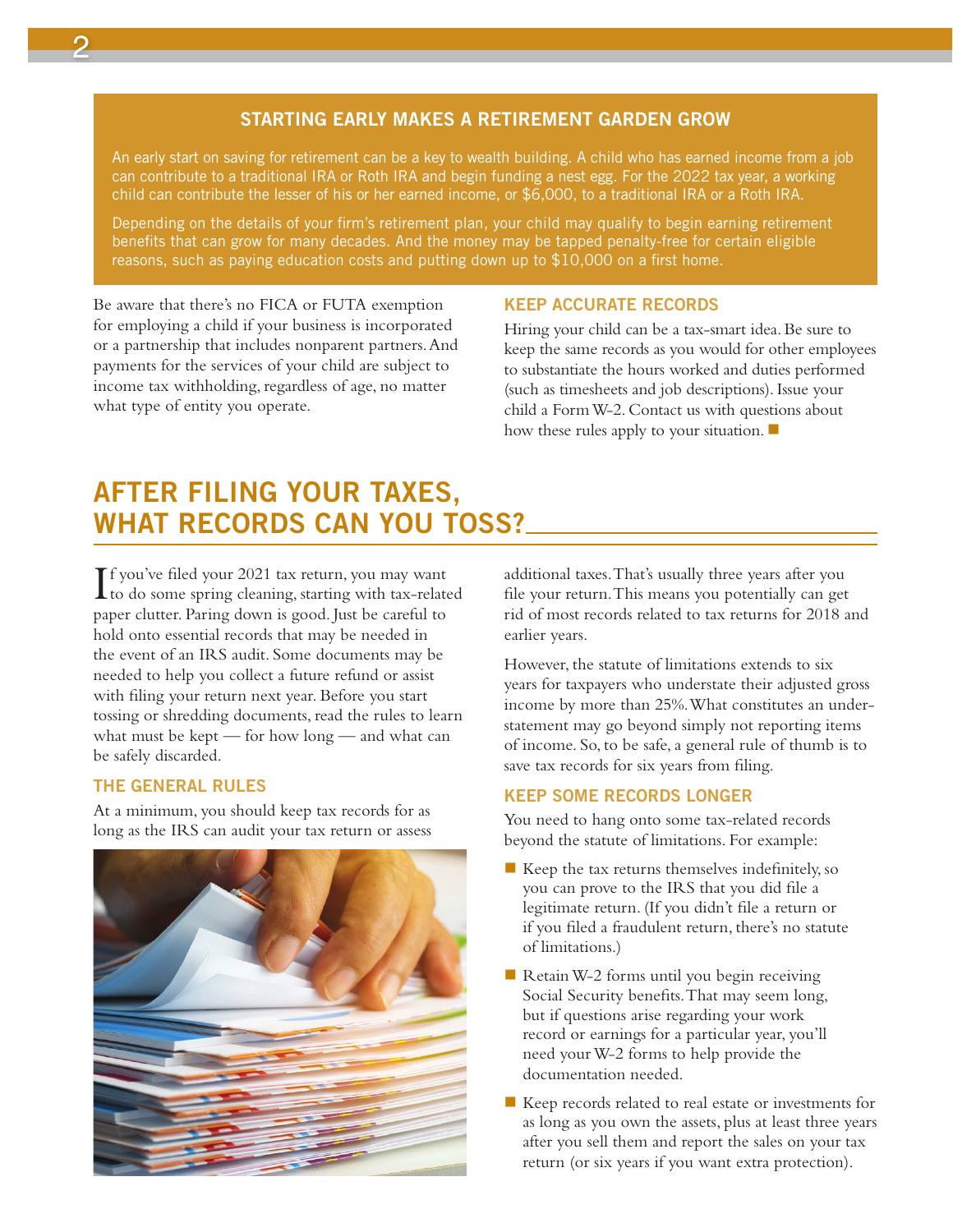### STARTING EARLY MAKES A RETIREMENT GARDEN GROW

An early start on saving for retirement can be a key to wealth building. A child who has earned income from a job can contribute to a traditional IRA or Roth IRA and begin funding a nest egg. For the 2022 tax year, a working child can contribute the lesser of his or her earned income, or $6,000, to a traditional IRA or a Roth IRA.

Depending on the details of your firm's retirement plan, your child may qualify to begin earning retirement benefits that can grow for many decades. And the money may be tapped penalty-free for certain eligible reasons, such as paying education costs and putting down up to $10,000 on a first home.

Be aware that there's no FICA or FUTA exemption for employing a child if your business is incorporated or a partnership that includes nonparent partners. And payments for the services of your child are subject to income tax withholding, regardless of age, no matter what type of entity you operate.

### KEEP ACCURATE RECORDS

Hiring your child can be a tax-smart idea. Be sure to keep the same records as you would for other employees to substantiate the hours worked and duties performed (such as timesheets and job descriptions). Issue your child a Form W-2. Contact us with questions about how these rules apply to your situation. ■

## AFTER FILING YOUR TAXES, WHAT RECORDS CAN YOU TOSS?

If you've filed your 2021 tax return, you may want to do some spring cleaning, starting with tax-related paper clutter. Paring down is good. Just be careful to hold onto essential records that may be needed in the event of an IRS audit. Some documents may be needed to help you collect a future refund or assist with filing your return next year. Before you start tossing or shredding documents, read the rules to learn what must be kept — for how long — and what can be safely discarded.

### THE GENERAL RULES

At a minimum, you should keep tax records for as long as the IRS can audit your tax return or assess additional taxes. That's usually three years after you file your return. This means you potentially can get rid of most records related to tax returns for 2018 and earlier years.

However, the statute of limitations extends to six years for taxpayers who understate their adjusted gross income by more than 25%. What constitutes an understatement may go beyond simply not reporting items of income. So, to be safe, a general rule of thumb is to save tax records for six years from filing.

### KEEP SOME RECORDS LONGER

You need to hang onto some tax-related records beyond the statute of limitations. For example:

- Keep the tax returns themselves indefinitely, so you can prove to the IRS that you did file a legitimate return. (If you didn't file a return or if you filed a fraudulent return, there's no statute of limitations.)
- Retain W-2 forms until you begin receiving Social Security benefits. That may seem long, but if questions arise regarding your work record or earnings for a particular year, you'll need your W-2 forms to help provide the documentation needed.
- Keep records related to real estate or investments for as long as you own the assets, plus at least three years after you sell them and report the sales on your tax return (or six years if you want extra protection).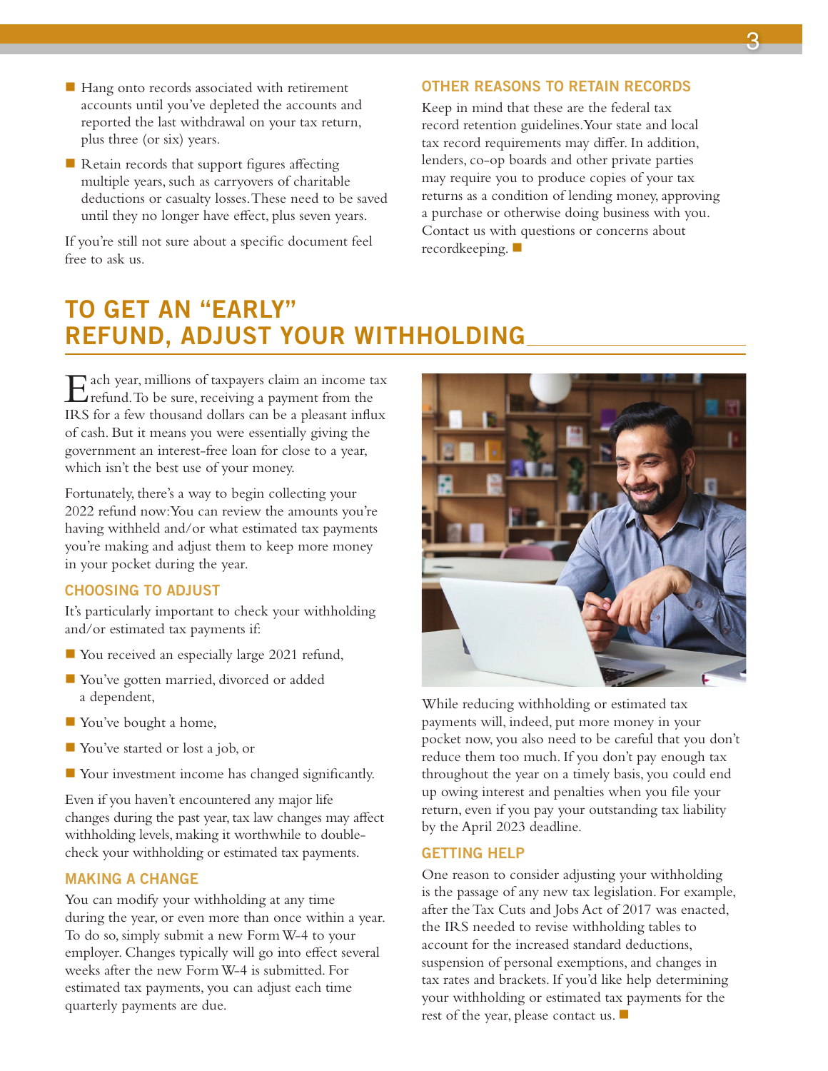- Hang onto records associated with retirement accounts until you've depleted the accounts and reported the last withdrawal on your tax return, plus three (or six) years.
- Retain records that support figures affecting multiple years, such as carryovers of charitable deductions or casualty losses. These need to be saved until they no longer have effect, plus seven years.

If you're still not sure about a specific document feel free to ask us.

### OTHER REASONS TO RETAIN RECORDS

Keep in mind that these are the federal tax record retention guidelines. Your state and local tax record requirements may differ. In addition, lenders, co-op boards and other private parties may require you to produce copies of your tax returns as a condition of lending money, approving a purchase or otherwise doing business with you. Contact us with questions or concerns about recordkeeping.

## TO GET AN "EARLY" REFUND, ADJUST YOUR WITHHOLDING

Each year, millions of taxpayers claim an income tax refund. To be sure, receiving a payment from the IRS for a few thousand dollars can be a pleasant influx of cash. But it means you were essentially giving the government an interest-free loan for close to a year, which isn't the best use of your money.

Fortunately, there's a way to begin collecting your 2022 refund now: You can review the amounts you're having withheld and/or what estimated tax payments you're making and adjust them to keep more money in your pocket during the year.

### CHOOSING TO ADJUST

It's particularly important to check your withholding and/or estimated tax payments if:

- You received an especially large 2021 refund,
- You've gotten married, divorced or added a dependent,
- You've bought a home,
- You've started or lost a job, or
- Your investment income has changed significantly.

Even if you haven't encountered any major life changes during the past year, tax law changes may affect withholding levels, making it worthwhile to double-check your withholding or estimated tax payments.

### MAKING A CHANGE

You can modify your withholding at any time during the year, or even more than once within a year. To do so, simply submit a new Form W-4 to your employer. Changes typically will go into effect several weeks after the new Form W-4 is submitted. For estimated tax payments, you can adjust each time quarterly payments are due.

While reducing withholding or estimated tax payments will, indeed, put more money in your pocket now, you also need to be careful that you don't reduce them too much. If you don't pay enough tax throughout the year on a timely basis, you could end up owing interest and penalties when you file your return, even if you pay your outstanding tax liability by the April 2023 deadline.

### GETTING HELP

One reason to consider adjusting your withholding is the passage of any new tax legislation. For example, after the Tax Cuts and Jobs Act of 2017 was enacted, the IRS needed to revise withholding tables to account for the increased standard deductions, suspension of personal exemptions, and changes in tax rates and brackets. If you'd like help determining your withholding or estimated tax payments for the rest of the year, please contact us.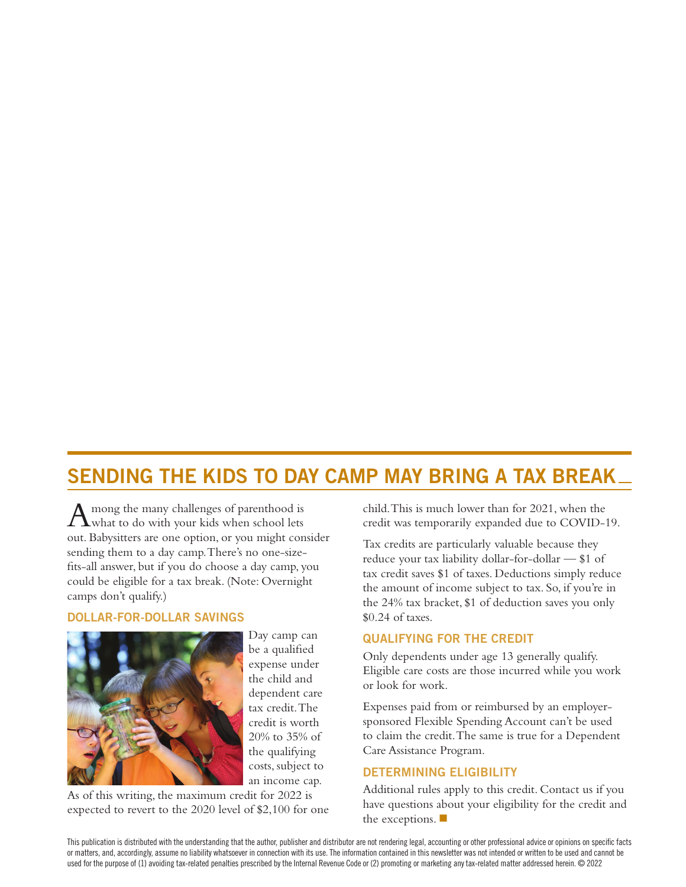## SENDING THE KIDS TO DAY CAMP MAY BRING A TAX BREAK

Among the many challenges of parenthood is what to do with your kids when school lets out. Babysitters are one option, or you might consider sending them to a day camp. There's no one-size-fits-all answer, but if you do choose a day camp, you could be eligible for a tax break. (Note: Overnight camps don't qualify.)

### DOLLAR-FOR-DOLLAR SAVINGS

Day camp can be a qualified expense under the child and dependent care tax credit. The credit is worth 20% to 35% of the qualifying costs, subject to an income cap. As of this writing, the maximum credit for 2022 is expected to revert to the 2020 level of $2,100 for one child. This is much lower than for 2021, when the credit was temporarily expanded due to COVID-19.

Tax credits are particularly valuable because they reduce your tax liability dollar-for-dollar — $1 of tax credit saves $1 of taxes. Deductions simply reduce the amount of income subject to tax. So, if you're in the 24% tax bracket, $1 of deduction saves you only $0.24 of taxes.

### QUALIFYING FOR THE CREDIT

Only dependents under age 13 generally qualify. Eligible care costs are those incurred while you work or look for work.

Expenses paid from or reimbursed by an employer-sponsored Flexible Spending Account can't be used to claim the credit. The same is true for a Dependent Care Assistance Program.

### DETERMINING ELIGIBILITY

Additional rules apply to this credit. Contact us if you have questions about your eligibility for the credit and the exceptions. ■

This publication is distributed with the understanding that the author, publisher and distributor are not rendering legal, accounting or other professional advice or opinions on specific facts or matters, and, accordingly, assume no liability whatsoever in connection with its use. The information contained in this newsletter was not intended or written to be used and cannot be used for the purpose of (1) avoiding tax-related penalties prescribed by the Internal Revenue Code or (2) promoting or marketing any tax-related matter addressed herein. © 2022